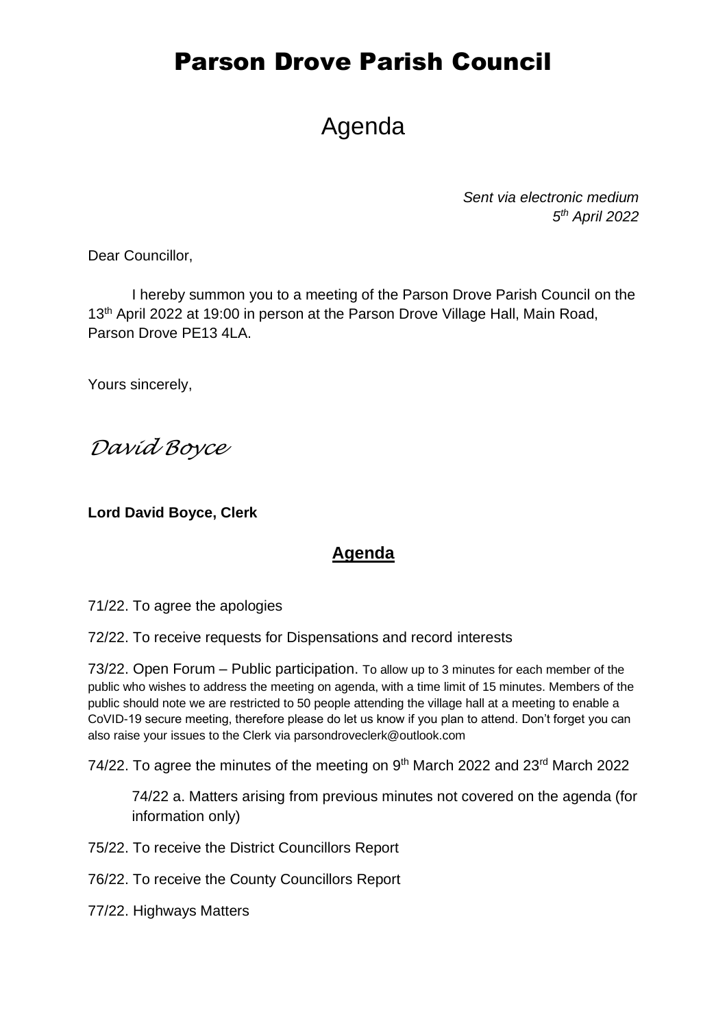# Parson Drove Parish Council

## Agenda

*Sent via electronic medium*
*5th April 2022*

Dear Councillor,

I hereby summon you to a meeting of the Parson Drove Parish Council on the 13th April 2022 at 19:00 in person at the Parson Drove Village Hall, Main Road, Parson Drove PE13 4LA.

Yours sincerely,

*David Boyce*

**Lord David Boyce, Clerk**

## Agenda

71/22. To agree the apologies

72/22. To receive requests for Dispensations and record interests

73/22. Open Forum – Public participation. To allow up to 3 minutes for each member of the public who wishes to address the meeting on agenda, with a time limit of 15 minutes. Members of the public should note we are restricted to 50 people attending the village hall at a meeting to enable a CoVID-19 secure meeting, therefore please do let us know if you plan to attend. Don't forget you can also raise your issues to the Clerk via parsondroveclerk@outlook.com

74/22. To agree the minutes of the meeting on 9th March 2022 and 23rd March 2022

74/22 a. Matters arising from previous minutes not covered on the agenda (for information only)

75/22. To receive the District Councillors Report

76/22. To receive the County Councillors Report

77/22. Highways Matters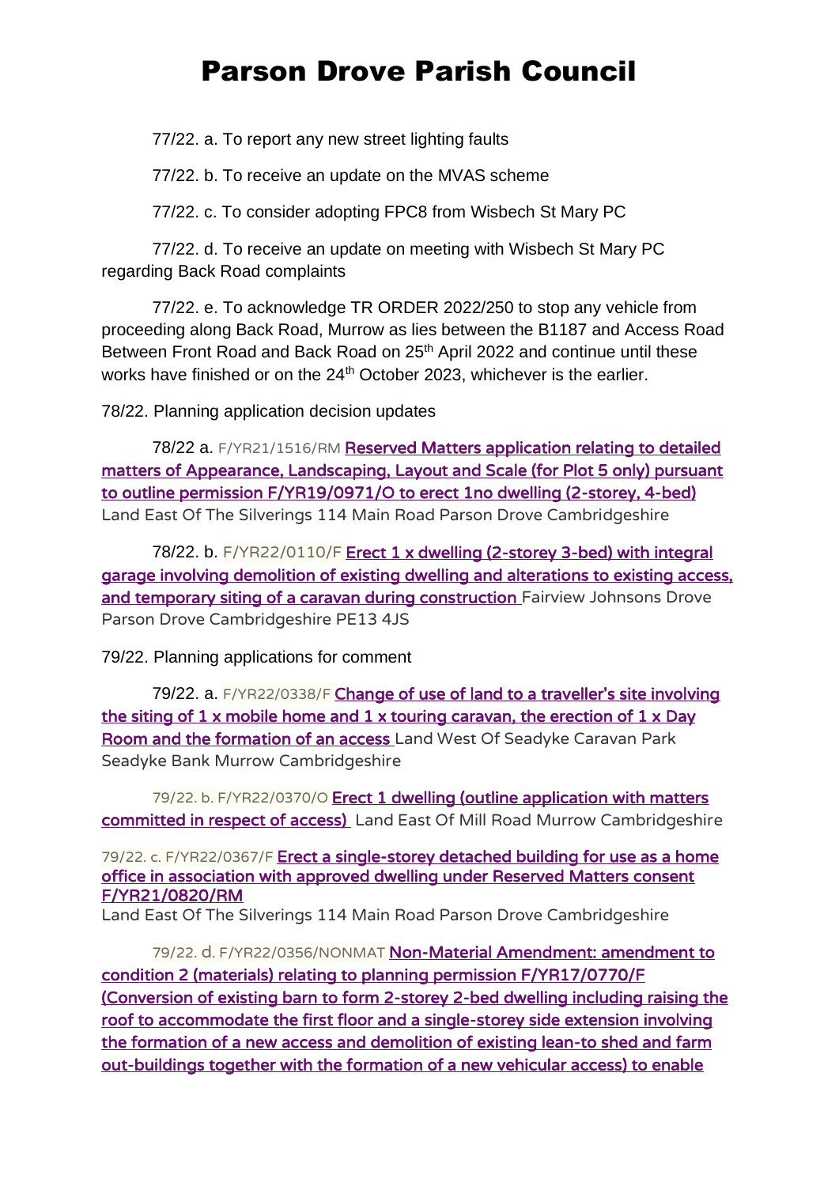77/22. a. To report any new street lighting faults

77/22. b. To receive an update on the MVAS scheme

77/22. c. To consider adopting FPC8 from Wisbech St Mary PC

77/22. d. To receive an update on meeting with Wisbech St Mary PC regarding Back Road complaints

77/22. e. To acknowledge TR ORDER 2022/250 to stop any vehicle from proceeding along Back Road, Murrow as lies between the B1187 and Access Road Between Front Road and Back Road on 25th April 2022 and continue until these works have finished or on the 24th October 2023, whichever is the earlier.

78/22. Planning application decision updates

78/22 a. F/YR21/1516/RM Reserved Matters application relating to detailed matters of Appearance, Landscaping, Layout and Scale (for Plot 5 only) pursuant to outline permission F/YR19/0971/O to erect 1no dwelling (2-storey, 4-bed) Land East Of The Silverings 114 Main Road Parson Drove Cambridgeshire

78/22. b. F/YR22/0110/F Erect 1 x dwelling (2-storey 3-bed) with integral garage involving demolition of existing dwelling and alterations to existing access, and temporary siting of a caravan during construction Fairview Johnsons Drove Parson Drove Cambridgeshire PE13 4JS

79/22. Planning applications for comment

79/22. a. F/YR22/0338/F Change of use of land to a traveller's site involving the siting of 1 x mobile home and 1 x touring caravan, the erection of 1 x Day Room and the formation of an access Land West Of Seadyke Caravan Park Seadyke Bank Murrow Cambridgeshire

79/22. b. F/YR22/0370/O Erect 1 dwelling (outline application with matters committed in respect of access) Land East Of Mill Road Murrow Cambridgeshire

79/22. c. F/YR22/0367/F Erect a single-storey detached building for use as a home office in association with approved dwelling under Reserved Matters consent F/YR21/0820/RM
Land East Of The Silverings 114 Main Road Parson Drove Cambridgeshire

79/22. d. F/YR22/0356/NONMAT Non-Material Amendment: amendment to condition 2 (materials) relating to planning permission F/YR17/0770/F (Conversion of existing barn to form 2-storey 2-bed dwelling including raising the roof to accommodate the first floor and a single-storey side extension involving the formation of a new access and demolition of existing lean-to shed and farm out-buildings together with the formation of a new vehicular access) to enable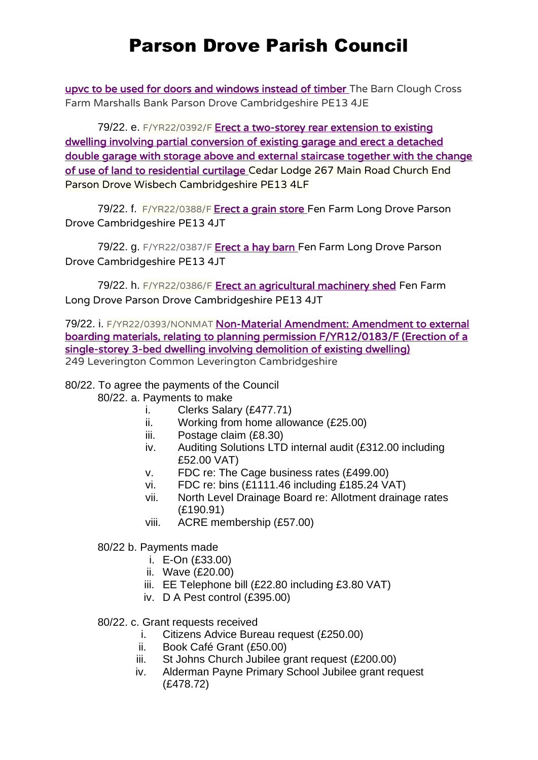# Parson Drove Parish Council

upvc to be used for doors and windows instead of timber The Barn Clough Cross Farm Marshalls Bank Parson Drove Cambridgeshire PE13 4JE

79/22. e. F/YR22/0392/F Erect a two-storey rear extension to existing dwelling involving partial conversion of existing garage and erect a detached double garage with storage above and external staircase together with the change of use of land to residential curtilage Cedar Lodge 267 Main Road Church End Parson Drove Wisbech Cambridgeshire PE13 4LF

79/22. f. F/YR22/0388/F Erect a grain store Fen Farm Long Drove Parson Drove Cambridgeshire PE13 4JT

79/22. g. F/YR22/0387/F Erect a hay barn Fen Farm Long Drove Parson Drove Cambridgeshire PE13 4JT

79/22. h. F/YR22/0386/F Erect an agricultural machinery shed Fen Farm Long Drove Parson Drove Cambridgeshire PE13 4JT

79/22. i. F/YR22/0393/NONMAT Non-Material Amendment: Amendment to external boarding materials, relating to planning permission F/YR12/0183/F (Erection of a single-storey 3-bed dwelling involving demolition of existing dwelling) 249 Leverington Common Leverington Cambridgeshire

80/22. To agree the payments of the Council

80/22. a. Payments to make

i. Clerks Salary (£477.71)
ii. Working from home allowance (£25.00)
iii. Postage claim (£8.30)
iv. Auditing Solutions LTD internal audit (£312.00 including £52.00 VAT)
v. FDC re: The Cage business rates (£499.00)
vi. FDC re: bins (£1111.46 including £185.24 VAT)
vii. North Level Drainage Board re: Allotment drainage rates (£190.91)
viii. ACRE membership (£57.00)

80/22 b. Payments made

i. E-On (£33.00)
ii. Wave (£20.00)
iii. EE Telephone bill (£22.80 including £3.80 VAT)
iv. D A Pest control (£395.00)

80/22. c. Grant requests received

i. Citizens Advice Bureau request (£250.00)
ii. Book Café Grant (£50.00)
iii. St Johns Church Jubilee grant request (£200.00)
iv. Alderman Payne Primary School Jubilee grant request (£478.72)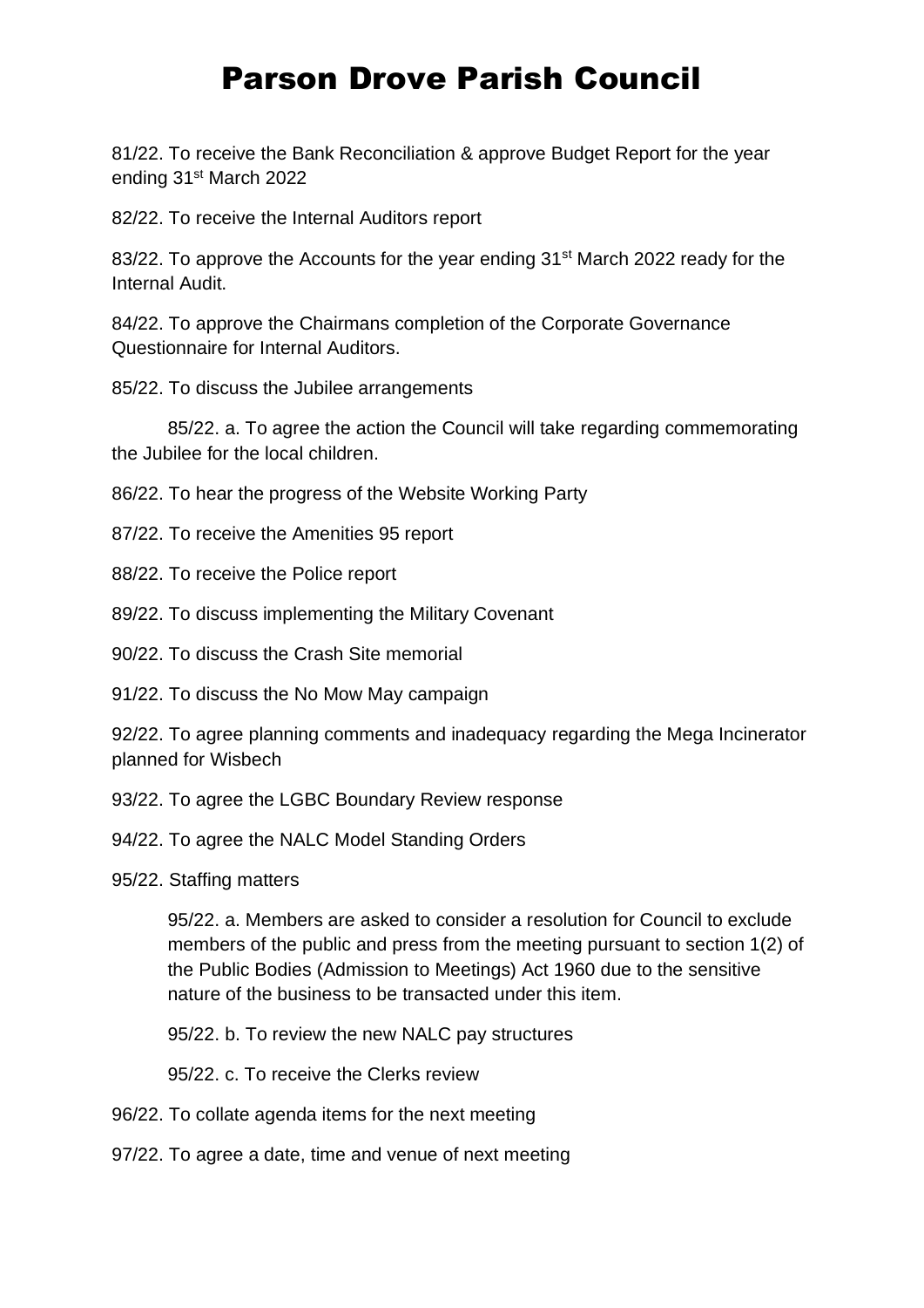# Parson Drove Parish Council

81/22. To receive the Bank Reconciliation & approve Budget Report for the year ending 31st March 2022

82/22. To receive the Internal Auditors report

83/22. To approve the Accounts for the year ending 31st March 2022 ready for the Internal Audit.

84/22. To approve the Chairmans completion of the Corporate Governance Questionnaire for Internal Auditors.

85/22. To discuss the Jubilee arrangements

85/22. a. To agree the action the Council will take regarding commemorating the Jubilee for the local children.

86/22. To hear the progress of the Website Working Party

87/22. To receive the Amenities 95 report

88/22. To receive the Police report

89/22. To discuss implementing the Military Covenant

90/22. To discuss the Crash Site memorial

91/22. To discuss the No Mow May campaign

92/22. To agree planning comments and inadequacy regarding the Mega Incinerator planned for Wisbech

93/22. To agree the LGBC Boundary Review response

94/22. To agree the NALC Model Standing Orders

95/22. Staffing matters

95/22. a. Members are asked to consider a resolution for Council to exclude members of the public and press from the meeting pursuant to section 1(2) of the Public Bodies (Admission to Meetings) Act 1960 due to the sensitive nature of the business to be transacted under this item.

95/22. b. To review the new NALC pay structures

95/22. c. To receive the Clerks review

96/22. To collate agenda items for the next meeting

97/22. To agree a date, time and venue of next meeting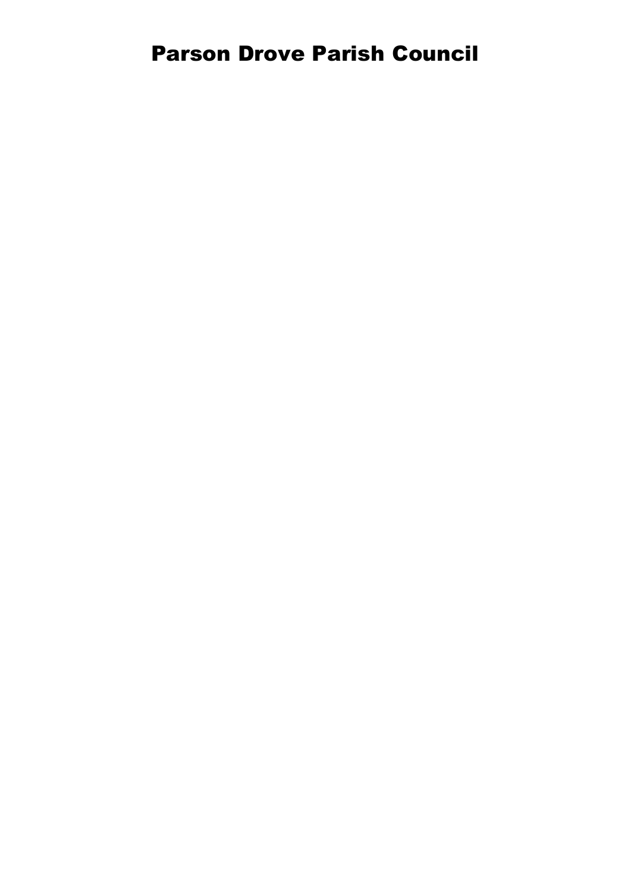# Parson Drove Parish Council